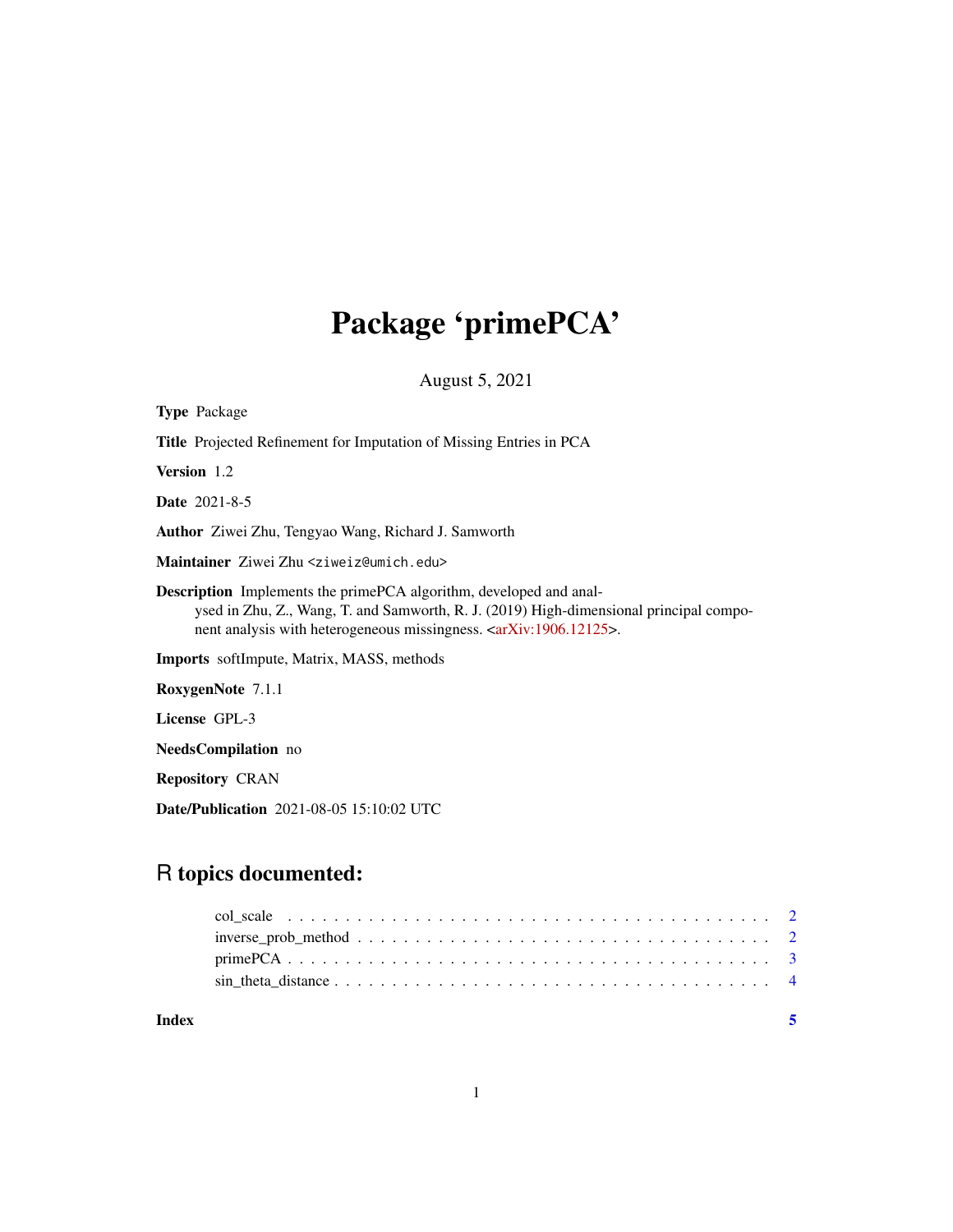# Package 'primePCA'

August 5, 2021

**Type** Package

**Title** Projected Refinement for Imputation of Missing Entries in PCA

**Version** 1.2

**Date** 2021-8-5

**Author** Ziwei Zhu, Tengyao Wang, Richard J. Samworth

**Maintainer** Ziwei Zhu <ziweiz@umich.edu>

**Description** Implements the primePCA algorithm, developed and analysed in Zhu, Z., Wang, T. and Samworth, R. J. (2019) High-dimensional principal component analysis with heterogeneous missingness. <arXiv:1906.12125>.

**Imports** softImpute, Matrix, MASS, methods

**RoxygenNote** 7.1.1

**License** GPL-3

**NeedsCompilation** no

**Repository** CRAN

**Date/Publication** 2021-08-05 15:10:02 UTC

## R topics documented:

| | |
|---|---|
| col_scale | 2 |
| inverse_prob_method | 2 |
| primePCA | 3 |
| sin_theta_distance | 4 |
| **Index** | **5** |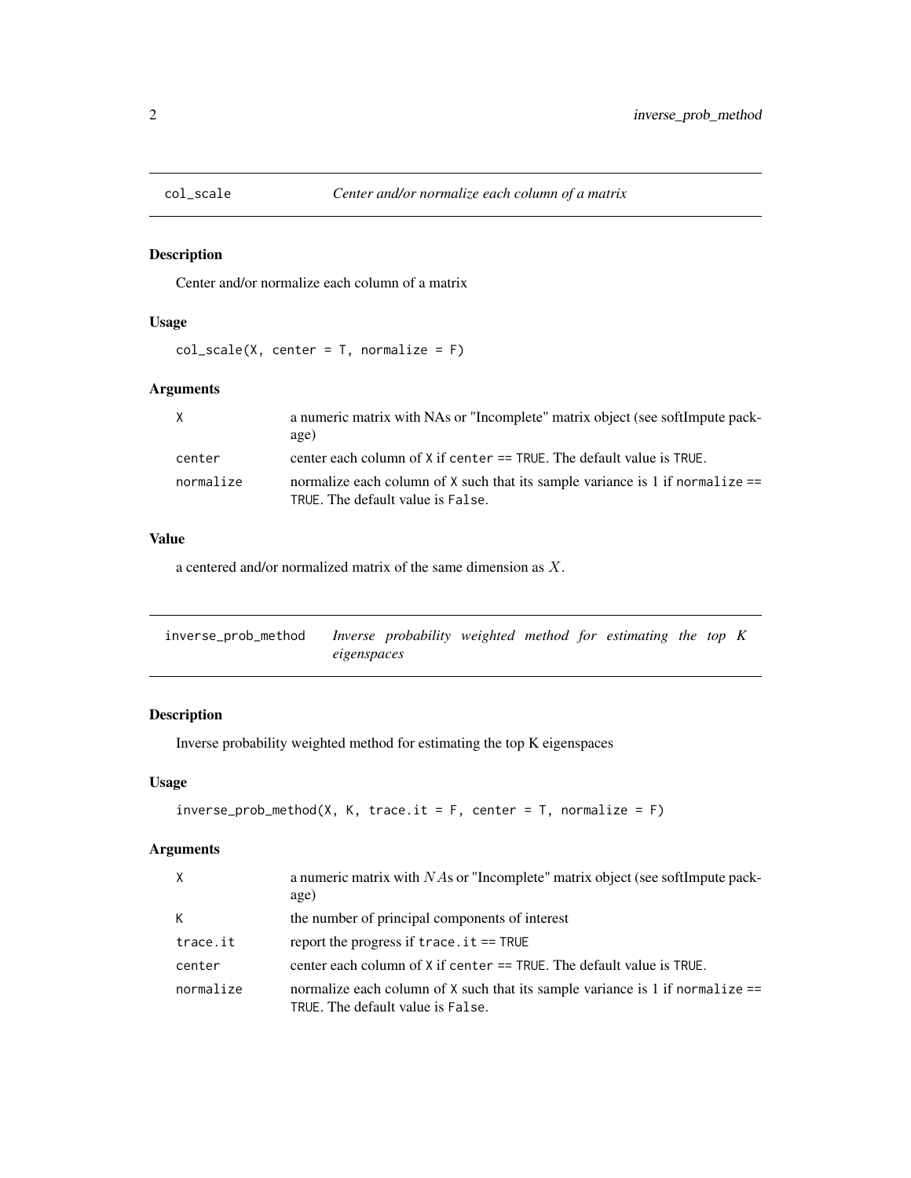## col_scale — *Center and/or normalize each column of a matrix*

### Description

Center and/or normalize each column of a matrix

### Usage

```
col_scale(X, center = T, normalize = F)
```

### Arguments

| | |
|---|---|
| X | a numeric matrix with NAs or "Incomplete" matrix object (see softImpute package) |
| center | center each column of X if center == TRUE. The default value is TRUE. |
| normalize | normalize each column of X such that its sample variance is 1 if normalize == TRUE. The default value is False. |

### Value

a centered and/or normalized matrix of the same dimension as $X$.

## inverse_prob_method — *Inverse probability weighted method for estimating the top K eigenspaces*

### Description

Inverse probability weighted method for estimating the top K eigenspaces

### Usage

```
inverse_prob_method(X, K, trace.it = F, center = T, normalize = F)
```

### Arguments

| | |
|---|---|
| X | a numeric matrix with $NA$s or "Incomplete" matrix object (see softImpute package) |
| K | the number of principal components of interest |
| trace.it | report the progress if trace.it == TRUE |
| center | center each column of X if center == TRUE. The default value is TRUE. |
| normalize | normalize each column of X such that its sample variance is 1 if normalize == TRUE. The default value is False. |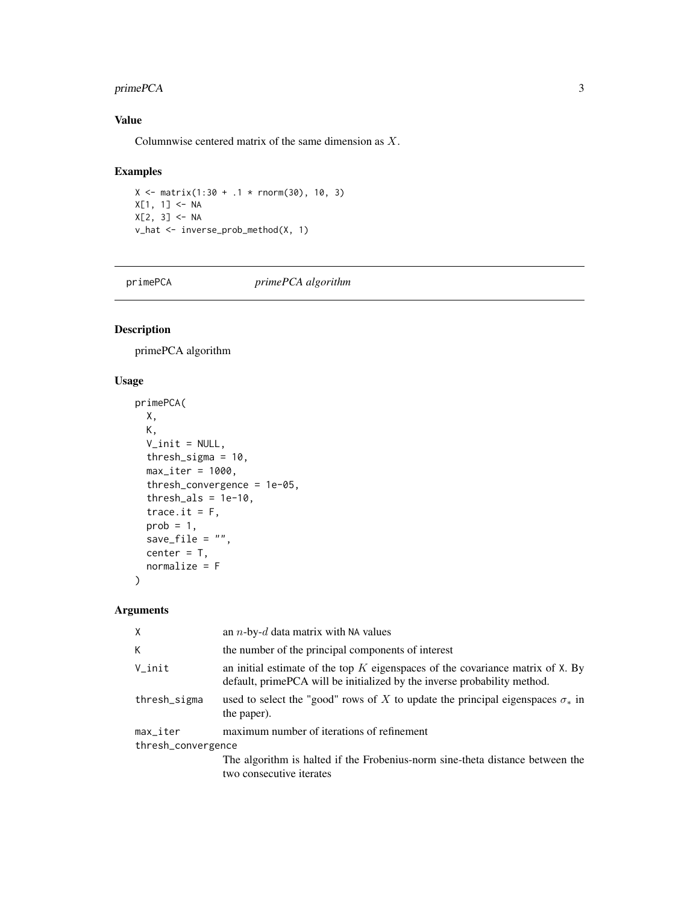## Value

Columnwise centered matrix of the same dimension as $X$.

## Examples

```
X <- matrix(1:30 + .1 * rnorm(30), 10, 3)
X[1, 1] <- NA
X[2, 3] <- NA
v_hat <- inverse_prob_method(X, 1)
```

---

# primePCA — *primePCA algorithm*

## Description

primePCA algorithm

## Usage

```
primePCA(
  X,
  K,
  V_init = NULL,
  thresh_sigma = 10,
  max_iter = 1000,
  thresh_convergence = 1e-05,
  thresh_als = 1e-10,
  trace.it = F,
  prob = 1,
  save_file = "",
  center = T,
  normalize = F
)
```

## Arguments

| Argument | Description |
|---|---|
| `X` | an $n$-by-$d$ data matrix with `NA` values |
| `K` | the number of the principal components of interest |
| `V_init` | an initial estimate of the top $K$ eigenspaces of the covariance matrix of `X`. By default, primePCA will be initialized by the inverse probability method. |
| `thresh_sigma` | used to select the "good" rows of $X$ to update the principal eigenspaces $\sigma_*$ in the paper). |
| `max_iter` | maximum number of iterations of refinement |
| `thresh_convergence` | The algorithm is halted if the Frobenius-norm sine-theta distance between the two consecutive iterates |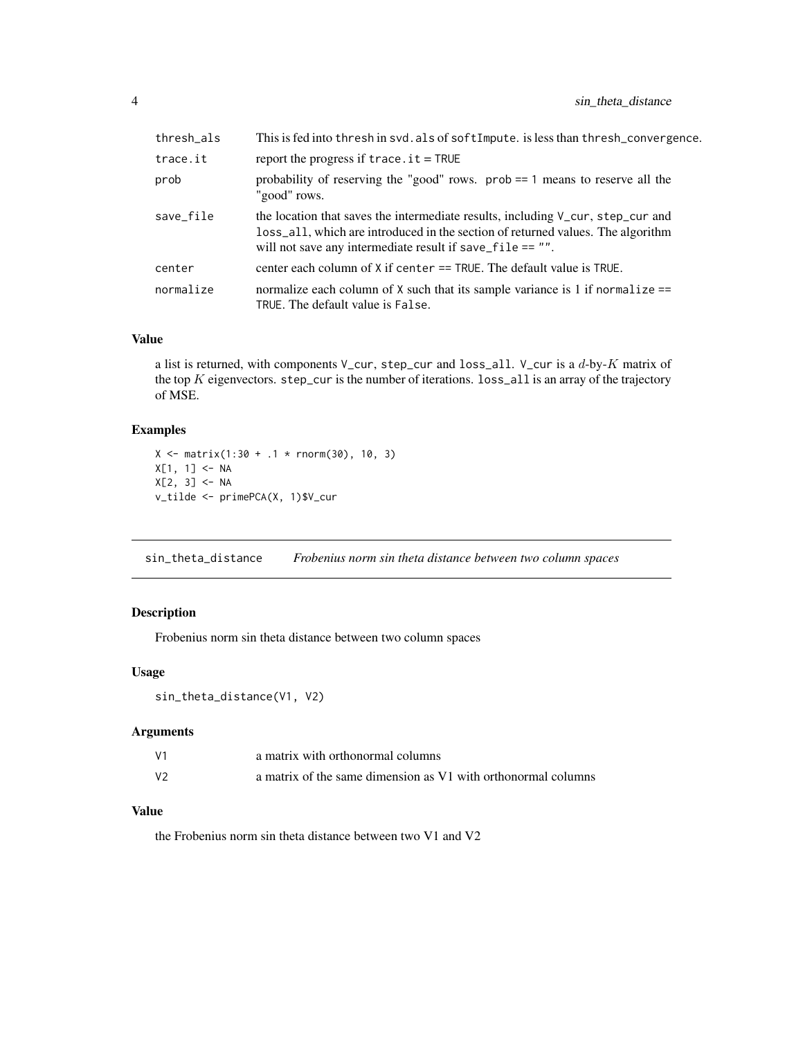| | |
|---|---|
| thresh_als | This is fed into thresh in svd.als of softImpute. is less than thresh_convergence. |
| trace.it | report the progress if trace.it = TRUE |
| prob | probability of reserving the "good" rows. prob == 1 means to reserve all the "good" rows. |
| save_file | the location that saves the intermediate results, including V_cur, step_cur and loss_all, which are introduced in the section of returned values. The algorithm will not save any intermediate result if save_file == "". |
| center | center each column of X if center == TRUE. The default value is TRUE. |
| normalize | normalize each column of X such that its sample variance is 1 if normalize == TRUE. The default value is False. |

### Value

a list is returned, with components V_cur, step_cur and loss_all. V_cur is a $d$-by-$K$ matrix of the top $K$ eigenvectors. step_cur is the number of iterations. loss_all is an array of the trajectory of MSE.

### Examples

```
X <- matrix(1:30 + .1 * rnorm(30), 10, 3)
X[1, 1] <- NA
X[2, 3] <- NA
v_tilde <- primePCA(X, 1)$V_cur
```

---

## sin_theta_distance *Frobenius norm sin theta distance between two column spaces*

---

### Description

Frobenius norm sin theta distance between two column spaces

### Usage

```
sin_theta_distance(V1, V2)
```

### Arguments

| | |
|---|---|
| V1 | a matrix with orthonormal columns |
| V2 | a matrix of the same dimension as V1 with orthonormal columns |

### Value

the Frobenius norm sin theta distance between two V1 and V2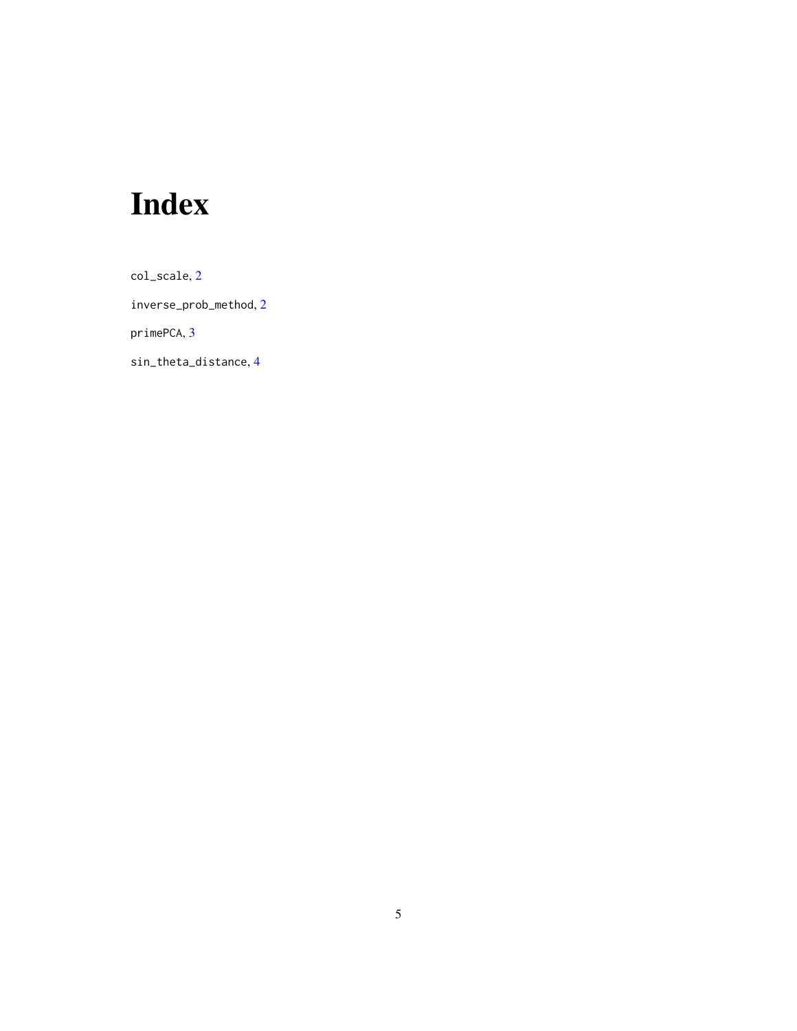# Index

col_scale, 2

inverse_prob_method, 2

primePCA, 3

sin_theta_distance, 4